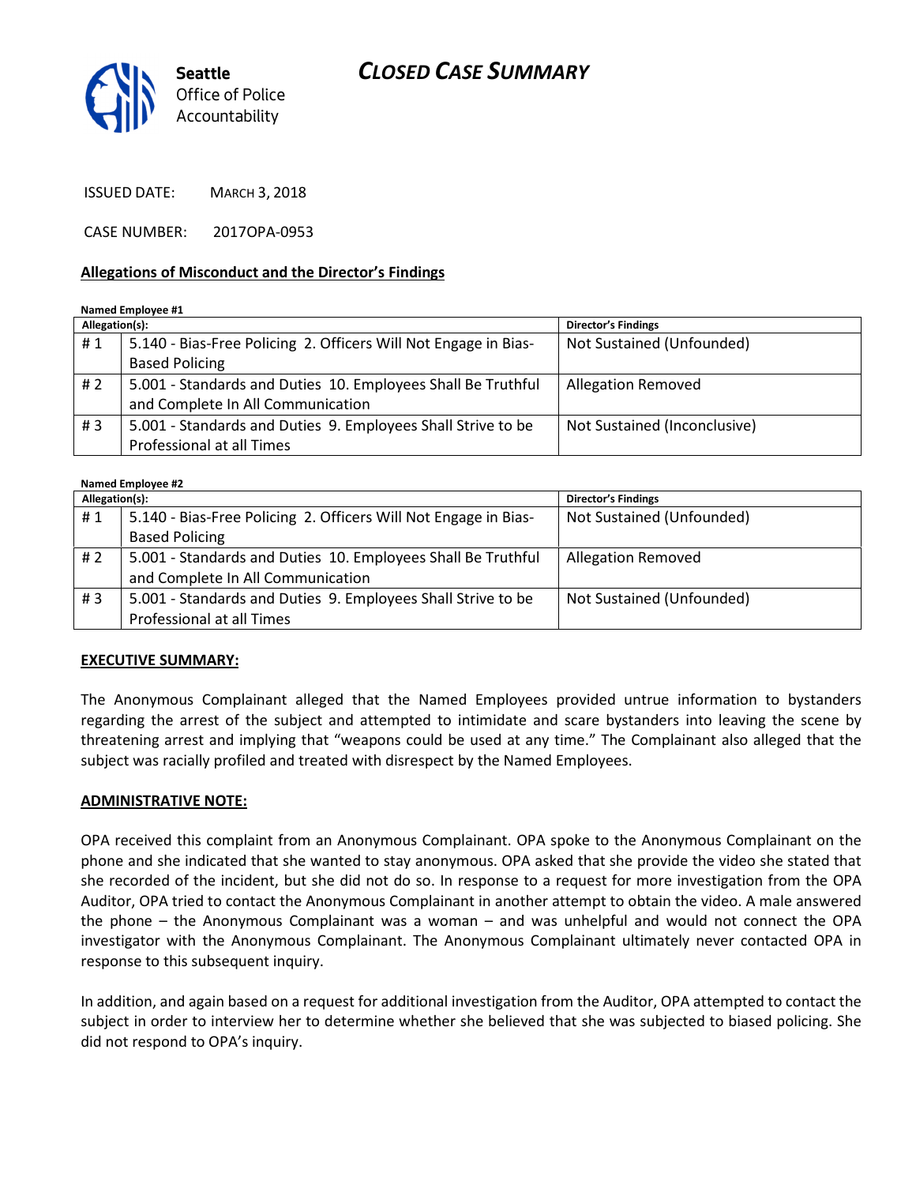Seattle Office of Police Accountability

# CLOSED CASE SUMMARY

ISSUED DATE: MARCH 3, 2018

CASE NUMBER: 2017OPA-0953

## Allegations of Misconduct and the Director's Findings

**Named Employee #1**

| Allegation(s): | | Director's Findings |
|---|---|---|
| # 1 | 5.140 - Bias-Free Policing 2. Officers Will Not Engage in Bias-Based Policing | Not Sustained (Unfounded) |
| # 2 | 5.001 - Standards and Duties 10. Employees Shall Be Truthful and Complete In All Communication | Allegation Removed |
| # 3 | 5.001 - Standards and Duties 9. Employees Shall Strive to be Professional at all Times | Not Sustained (Inconclusive) |

**Named Employee #2**

| Allegation(s): | | Director's Findings |
|---|---|---|
| # 1 | 5.140 - Bias-Free Policing 2. Officers Will Not Engage in Bias-Based Policing | Not Sustained (Unfounded) |
| # 2 | 5.001 - Standards and Duties 10. Employees Shall Be Truthful and Complete In All Communication | Allegation Removed |
| # 3 | 5.001 - Standards and Duties 9. Employees Shall Strive to be Professional at all Times | Not Sustained (Unfounded) |

## EXECUTIVE SUMMARY:

The Anonymous Complainant alleged that the Named Employees provided untrue information to bystanders regarding the arrest of the subject and attempted to intimidate and scare bystanders into leaving the scene by threatening arrest and implying that "weapons could be used at any time." The Complainant also alleged that the subject was racially profiled and treated with disrespect by the Named Employees.

## ADMINISTRATIVE NOTE:

OPA received this complaint from an Anonymous Complainant. OPA spoke to the Anonymous Complainant on the phone and she indicated that she wanted to stay anonymous. OPA asked that she provide the video she stated that she recorded of the incident, but she did not do so. In response to a request for more investigation from the OPA Auditor, OPA tried to contact the Anonymous Complainant in another attempt to obtain the video. A male answered the phone – the Anonymous Complainant was a woman – and was unhelpful and would not connect the OPA investigator with the Anonymous Complainant. The Anonymous Complainant ultimately never contacted OPA in response to this subsequent inquiry.

In addition, and again based on a request for additional investigation from the Auditor, OPA attempted to contact the subject in order to interview her to determine whether she believed that she was subjected to biased policing. She did not respond to OPA's inquiry.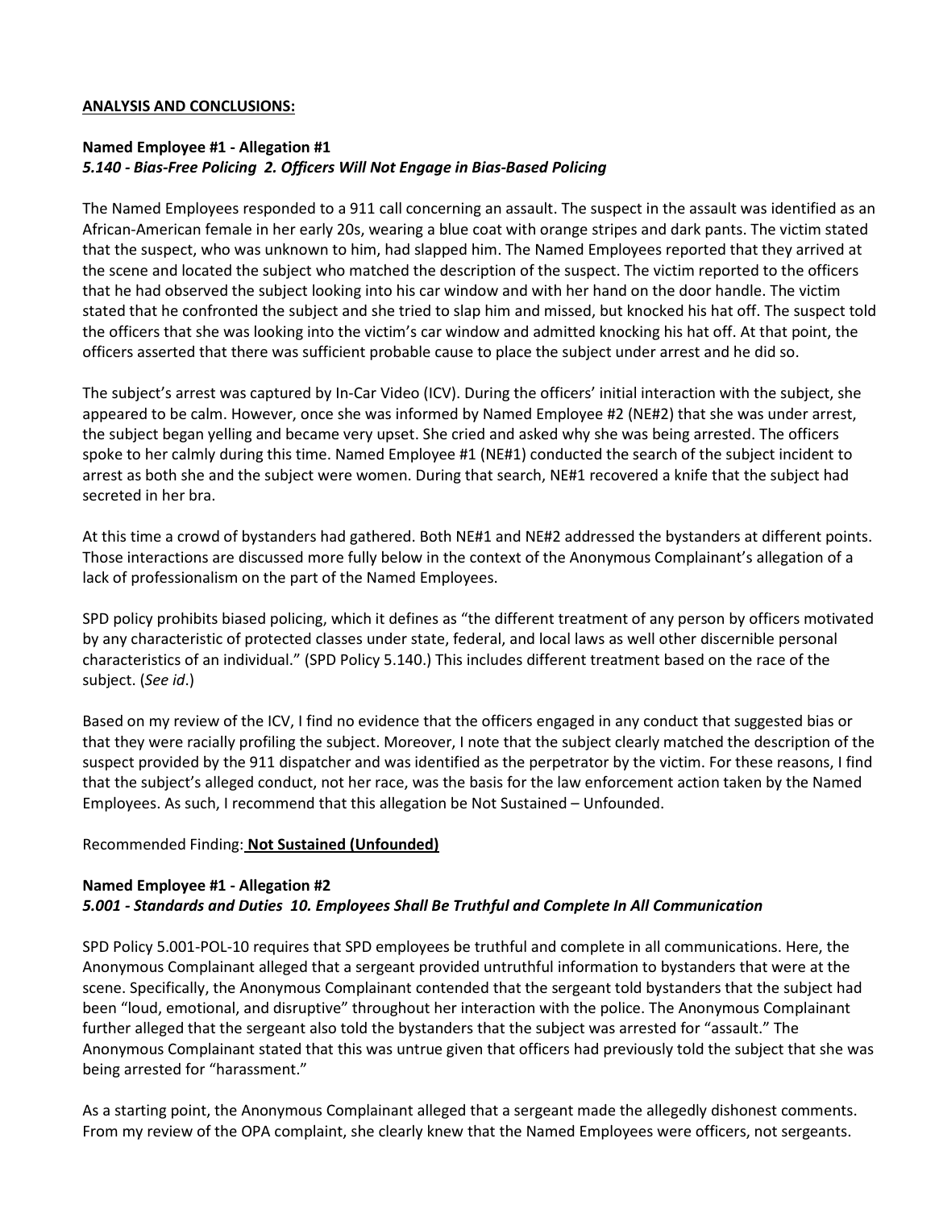**ANALYSIS AND CONCLUSIONS:**

**Named Employee #1 - Allegation #1**
***5.140 - Bias-Free Policing 2. Officers Will Not Engage in Bias-Based Policing***

The Named Employees responded to a 911 call concerning an assault. The suspect in the assault was identified as an African-American female in her early 20s, wearing a blue coat with orange stripes and dark pants. The victim stated that the suspect, who was unknown to him, had slapped him. The Named Employees reported that they arrived at the scene and located the subject who matched the description of the suspect. The victim reported to the officers that he had observed the subject looking into his car window and with her hand on the door handle. The victim stated that he confronted the subject and she tried to slap him and missed, but knocked his hat off. The suspect told the officers that she was looking into the victim's car window and admitted knocking his hat off. At that point, the officers asserted that there was sufficient probable cause to place the subject under arrest and he did so.

The subject's arrest was captured by In-Car Video (ICV). During the officers' initial interaction with the subject, she appeared to be calm. However, once she was informed by Named Employee #2 (NE#2) that she was under arrest, the subject began yelling and became very upset. She cried and asked why she was being arrested. The officers spoke to her calmly during this time. Named Employee #1 (NE#1) conducted the search of the subject incident to arrest as both she and the subject were women. During that search, NE#1 recovered a knife that the subject had secreted in her bra.

At this time a crowd of bystanders had gathered. Both NE#1 and NE#2 addressed the bystanders at different points. Those interactions are discussed more fully below in the context of the Anonymous Complainant's allegation of a lack of professionalism on the part of the Named Employees.

SPD policy prohibits biased policing, which it defines as "the different treatment of any person by officers motivated by any characteristic of protected classes under state, federal, and local laws as well other discernible personal characteristics of an individual." (SPD Policy 5.140.) This includes different treatment based on the race of the subject. (*See id*.)

Based on my review of the ICV, I find no evidence that the officers engaged in any conduct that suggested bias or that they were racially profiling the subject. Moreover, I note that the subject clearly matched the description of the suspect provided by the 911 dispatcher and was identified as the perpetrator by the victim. For these reasons, I find that the subject's alleged conduct, not her race, was the basis for the law enforcement action taken by the Named Employees. As such, I recommend that this allegation be Not Sustained – Unfounded.

Recommended Finding: **Not Sustained (Unfounded)**

**Named Employee #1 - Allegation #2**
***5.001 - Standards and Duties 10. Employees Shall Be Truthful and Complete In All Communication***

SPD Policy 5.001-POL-10 requires that SPD employees be truthful and complete in all communications. Here, the Anonymous Complainant alleged that a sergeant provided untruthful information to bystanders that were at the scene. Specifically, the Anonymous Complainant contended that the sergeant told bystanders that the subject had been "loud, emotional, and disruptive" throughout her interaction with the police. The Anonymous Complainant further alleged that the sergeant also told the bystanders that the subject was arrested for "assault." The Anonymous Complainant stated that this was untrue given that officers had previously told the subject that she was being arrested for "harassment."

As a starting point, the Anonymous Complainant alleged that a sergeant made the allegedly dishonest comments. From my review of the OPA complaint, she clearly knew that the Named Employees were officers, not sergeants.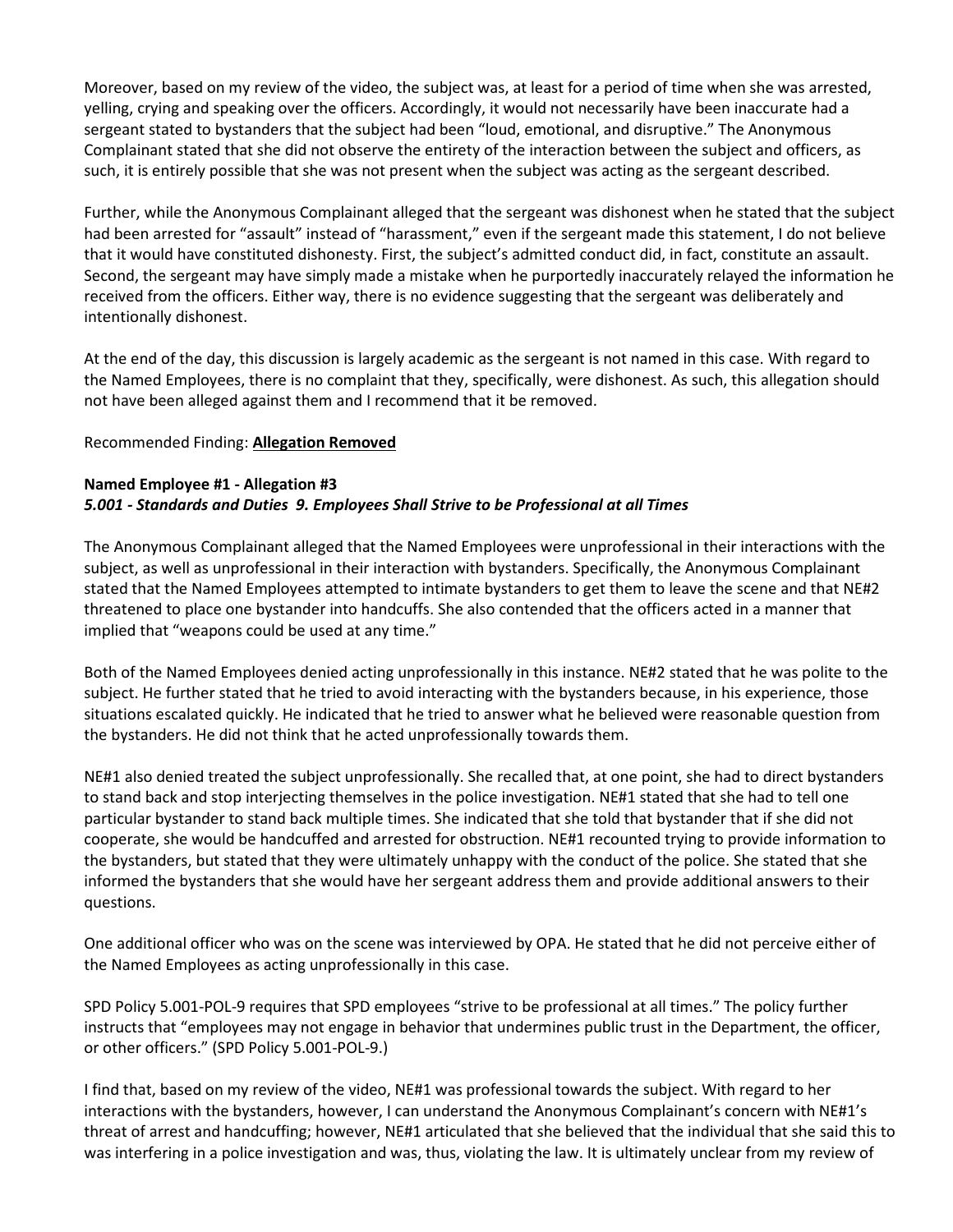Moreover, based on my review of the video, the subject was, at least for a period of time when she was arrested, yelling, crying and speaking over the officers. Accordingly, it would not necessarily have been inaccurate had a sergeant stated to bystanders that the subject had been "loud, emotional, and disruptive." The Anonymous Complainant stated that she did not observe the entirety of the interaction between the subject and officers, as such, it is entirely possible that she was not present when the subject was acting as the sergeant described.

Further, while the Anonymous Complainant alleged that the sergeant was dishonest when he stated that the subject had been arrested for "assault" instead of "harassment," even if the sergeant made this statement, I do not believe that it would have constituted dishonesty. First, the subject's admitted conduct did, in fact, constitute an assault. Second, the sergeant may have simply made a mistake when he purportedly inaccurately relayed the information he received from the officers. Either way, there is no evidence suggesting that the sergeant was deliberately and intentionally dishonest.

At the end of the day, this discussion is largely academic as the sergeant is not named in this case. With regard to the Named Employees, there is no complaint that they, specifically, were dishonest. As such, this allegation should not have been alleged against them and I recommend that it be removed.

Recommended Finding: **Allegation Removed**

**Named Employee #1 - Allegation #3**
***5.001 - Standards and Duties 9. Employees Shall Strive to be Professional at all Times***

The Anonymous Complainant alleged that the Named Employees were unprofessional in their interactions with the subject, as well as unprofessional in their interaction with bystanders. Specifically, the Anonymous Complainant stated that the Named Employees attempted to intimate bystanders to get them to leave the scene and that NE#2 threatened to place one bystander into handcuffs. She also contended that the officers acted in a manner that implied that "weapons could be used at any time."

Both of the Named Employees denied acting unprofessionally in this instance. NE#2 stated that he was polite to the subject. He further stated that he tried to avoid interacting with the bystanders because, in his experience, those situations escalated quickly. He indicated that he tried to answer what he believed were reasonable question from the bystanders. He did not think that he acted unprofessionally towards them.

NE#1 also denied treated the subject unprofessionally. She recalled that, at one point, she had to direct bystanders to stand back and stop interjecting themselves in the police investigation. NE#1 stated that she had to tell one particular bystander to stand back multiple times. She indicated that she told that bystander that if she did not cooperate, she would be handcuffed and arrested for obstruction. NE#1 recounted trying to provide information to the bystanders, but stated that they were ultimately unhappy with the conduct of the police. She stated that she informed the bystanders that she would have her sergeant address them and provide additional answers to their questions.

One additional officer who was on the scene was interviewed by OPA. He stated that he did not perceive either of the Named Employees as acting unprofessionally in this case.

SPD Policy 5.001-POL-9 requires that SPD employees "strive to be professional at all times." The policy further instructs that "employees may not engage in behavior that undermines public trust in the Department, the officer, or other officers." (SPD Policy 5.001-POL-9.)

I find that, based on my review of the video, NE#1 was professional towards the subject. With regard to her interactions with the bystanders, however, I can understand the Anonymous Complainant's concern with NE#1's threat of arrest and handcuffing; however, NE#1 articulated that she believed that the individual that she said this to was interfering in a police investigation and was, thus, violating the law. It is ultimately unclear from my review of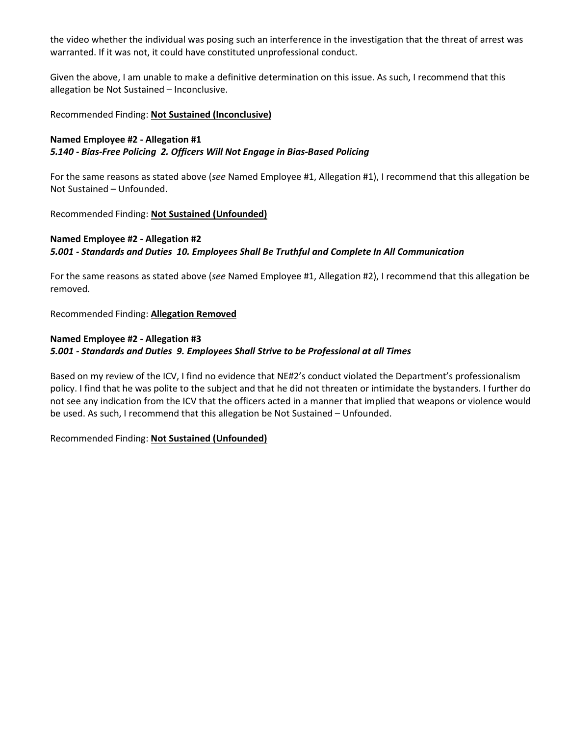the video whether the individual was posing such an interference in the investigation that the threat of arrest was warranted. If it was not, it could have constituted unprofessional conduct.

Given the above, I am unable to make a definitive determination on this issue. As such, I recommend that this allegation be Not Sustained – Inconclusive.

Recommended Finding: **Not Sustained (Inconclusive)**

**Named Employee #2 - Allegation #1**
***5.140 - Bias-Free Policing 2. Officers Will Not Engage in Bias-Based Policing***

For the same reasons as stated above (*see* Named Employee #1, Allegation #1), I recommend that this allegation be Not Sustained – Unfounded.

Recommended Finding: **Not Sustained (Unfounded)**

**Named Employee #2 - Allegation #2**
***5.001 - Standards and Duties 10. Employees Shall Be Truthful and Complete In All Communication***

For the same reasons as stated above (*see* Named Employee #1, Allegation #2), I recommend that this allegation be removed.

Recommended Finding: **Allegation Removed**

**Named Employee #2 - Allegation #3**
***5.001 - Standards and Duties 9. Employees Shall Strive to be Professional at all Times***

Based on my review of the ICV, I find no evidence that NE#2's conduct violated the Department's professionalism policy. I find that he was polite to the subject and that he did not threaten or intimidate the bystanders. I further do not see any indication from the ICV that the officers acted in a manner that implied that weapons or violence would be used. As such, I recommend that this allegation be Not Sustained – Unfounded.

Recommended Finding: **Not Sustained (Unfounded)**